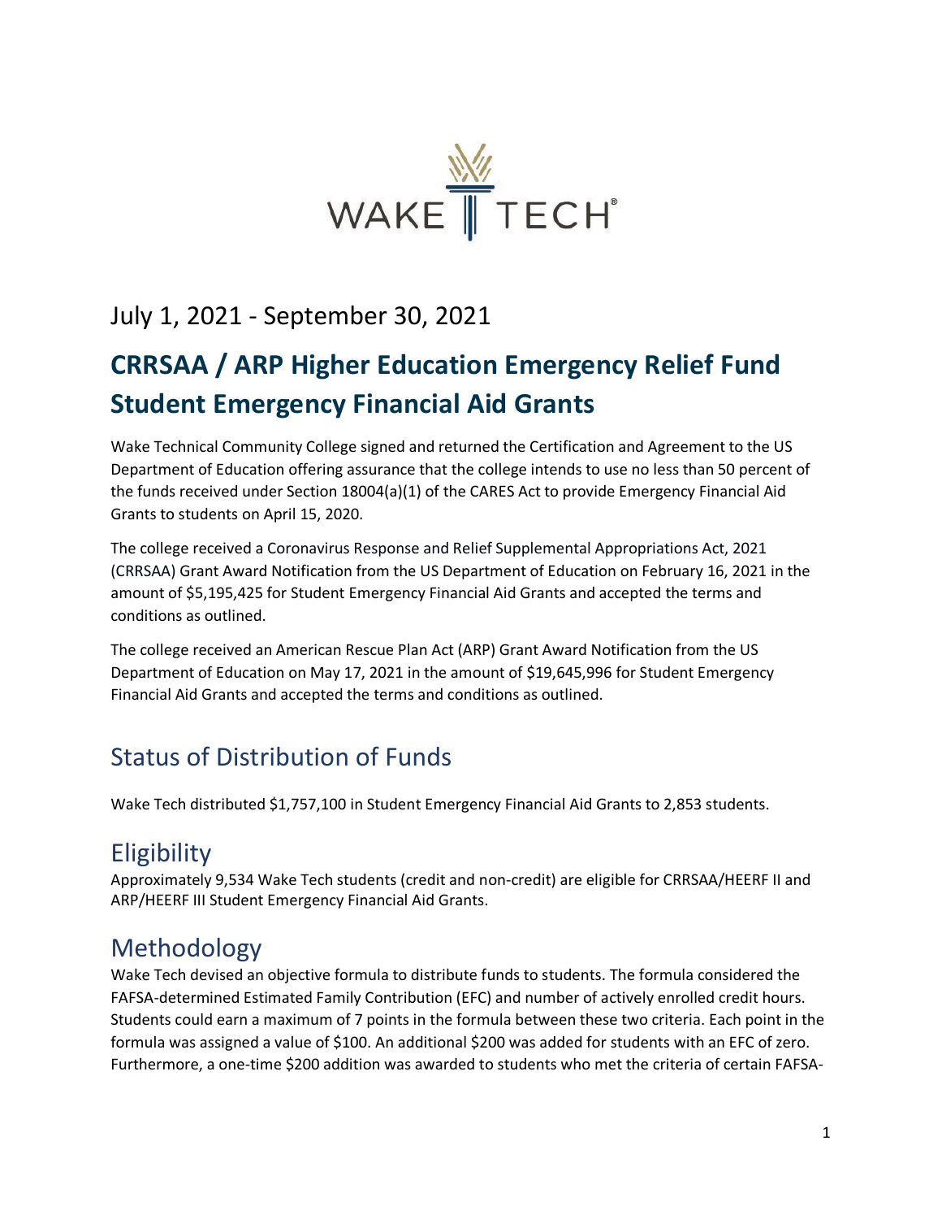July 1, 2021 - September 30, 2021

# CRRSAA / ARP Higher Education Emergency Relief Fund Student Emergency Financial Aid Grants

Wake Technical Community College signed and returned the Certification and Agreement to the US Department of Education offering assurance that the college intends to use no less than 50 percent of the funds received under Section 18004(a)(1) of the CARES Act to provide Emergency Financial Aid Grants to students on April 15, 2020.

The college received a Coronavirus Response and Relief Supplemental Appropriations Act, 2021 (CRRSAA) Grant Award Notification from the US Department of Education on February 16, 2021 in the amount of $5,195,425 for Student Emergency Financial Aid Grants and accepted the terms and conditions as outlined.

The college received an American Rescue Plan Act (ARP) Grant Award Notification from the US Department of Education on May 17, 2021 in the amount of $19,645,996 for Student Emergency Financial Aid Grants and accepted the terms and conditions as outlined.

## Status of Distribution of Funds

Wake Tech distributed $1,757,100 in Student Emergency Financial Aid Grants to 2,853 students.

## Eligibility

Approximately 9,534 Wake Tech students (credit and non-credit) are eligible for CRRSAA/HEERF II and ARP/HEERF III Student Emergency Financial Aid Grants.

## Methodology

Wake Tech devised an objective formula to distribute funds to students. The formula considered the FAFSA-determined Estimated Family Contribution (EFC) and number of actively enrolled credit hours. Students could earn a maximum of 7 points in the formula between these two criteria. Each point in the formula was assigned a value of $100. An additional $200 was added for students with an EFC of zero. Furthermore, a one-time $200 addition was awarded to students who met the criteria of certain FAFSA-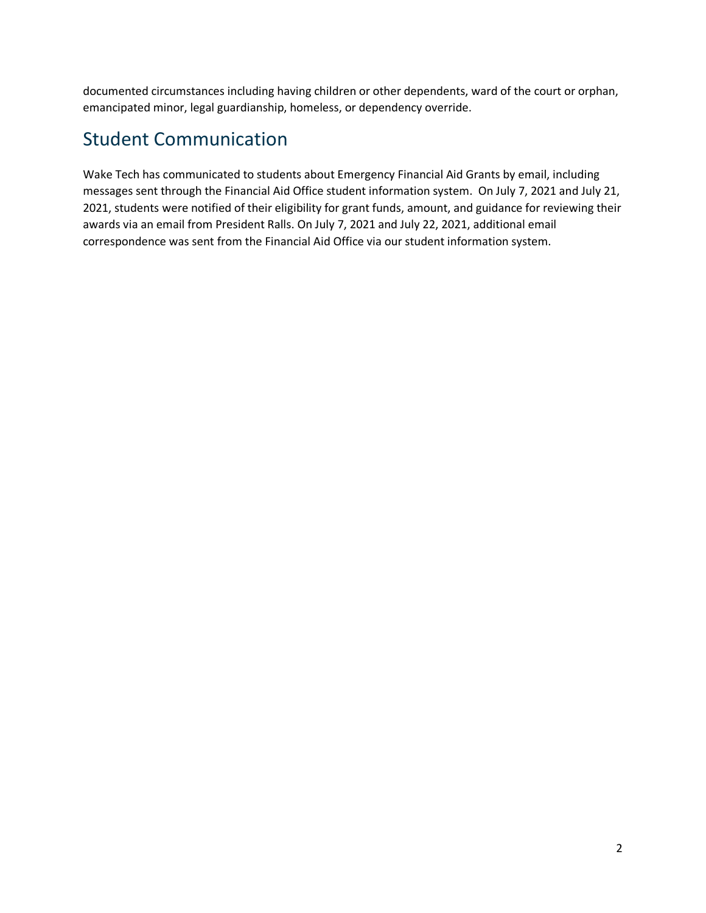documented circumstances including having children or other dependents, ward of the court or orphan, emancipated minor, legal guardianship, homeless, or dependency override.

## Student Communication

Wake Tech has communicated to students about Emergency Financial Aid Grants by email, including messages sent through the Financial Aid Office student information system. On July 7, 2021 and July 21, 2021, students were notified of their eligibility for grant funds, amount, and guidance for reviewing their awards via an email from President Ralls. On July 7, 2021 and July 22, 2021, additional email correspondence was sent from the Financial Aid Office via our student information system.